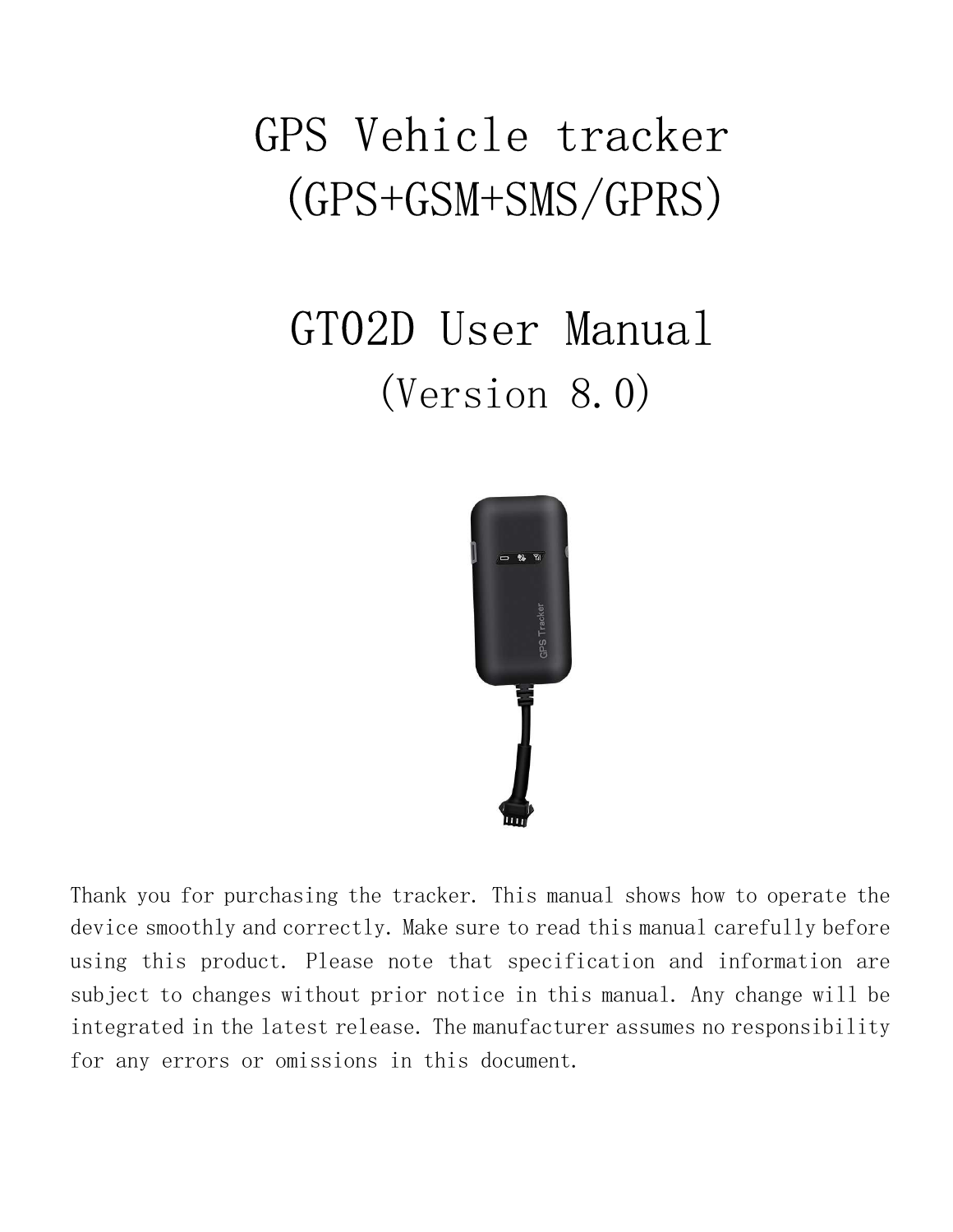# GPS Vehicle tracker
# (GPS+GSM+SMS/GPRS)

# GT02D User Manual
## (Version 8.0)

Thank you for purchasing the tracker. This manual shows how to operate the device smoothly and correctly. Make sure to read this manual carefully before using this product. Please note that specification and information are subject to changes without prior notice in this manual. Any change will be integrated in the latest release. The manufacturer assumes no responsibility for any errors or omissions in this document.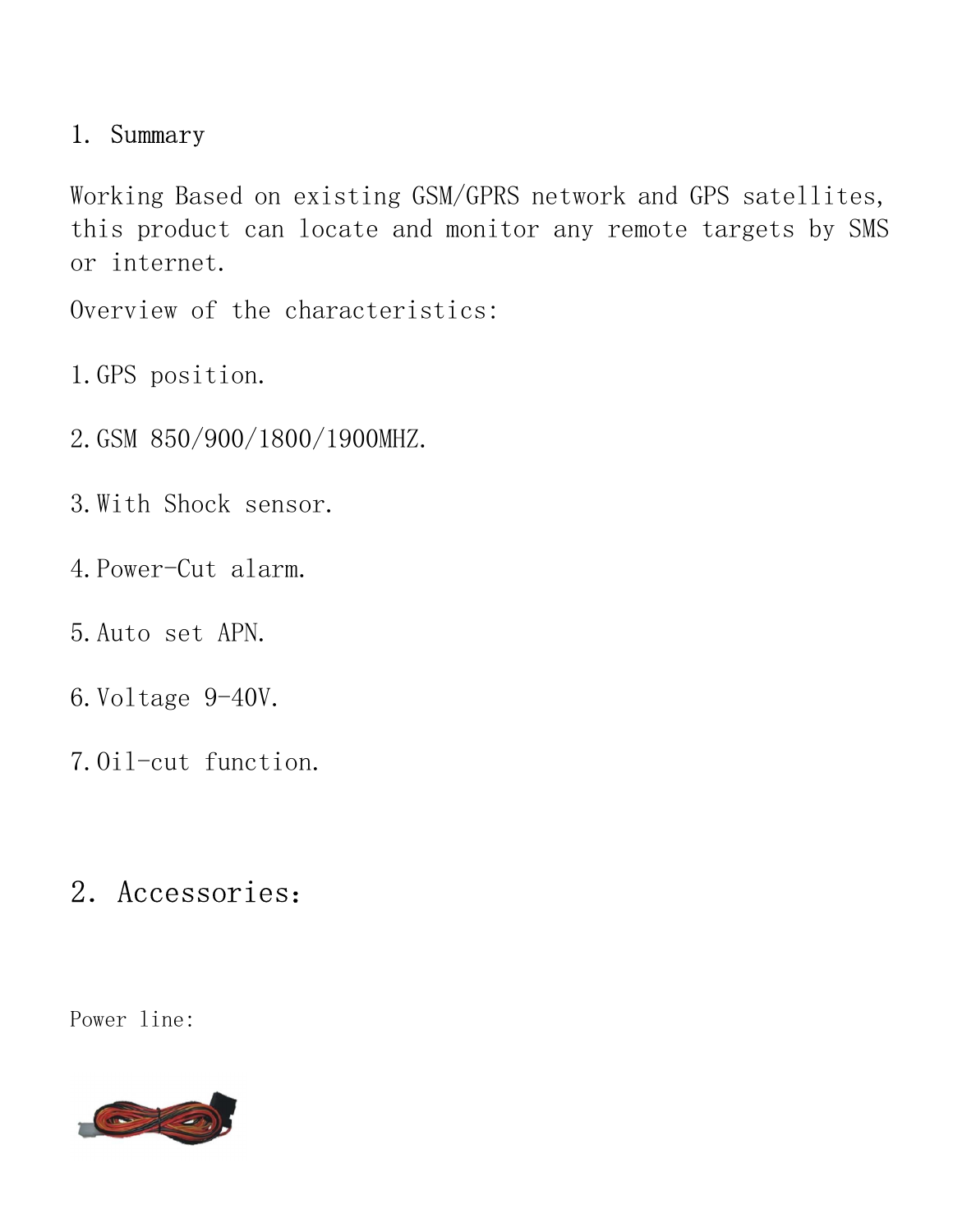## 1. Summary

Working Based on existing GSM/GPRS network and GPS satellites, this product can locate and monitor any remote targets by SMS or internet.

Overview of the characteristics:

1. GPS position.

2. GSM 850/900/1800/1900MHZ.

3. With Shock sensor.

4. Power-Cut alarm.

5. Auto set APN.

6. Voltage 9-40V.

7. Oil-cut function.

## 2. Accessories：

Power line: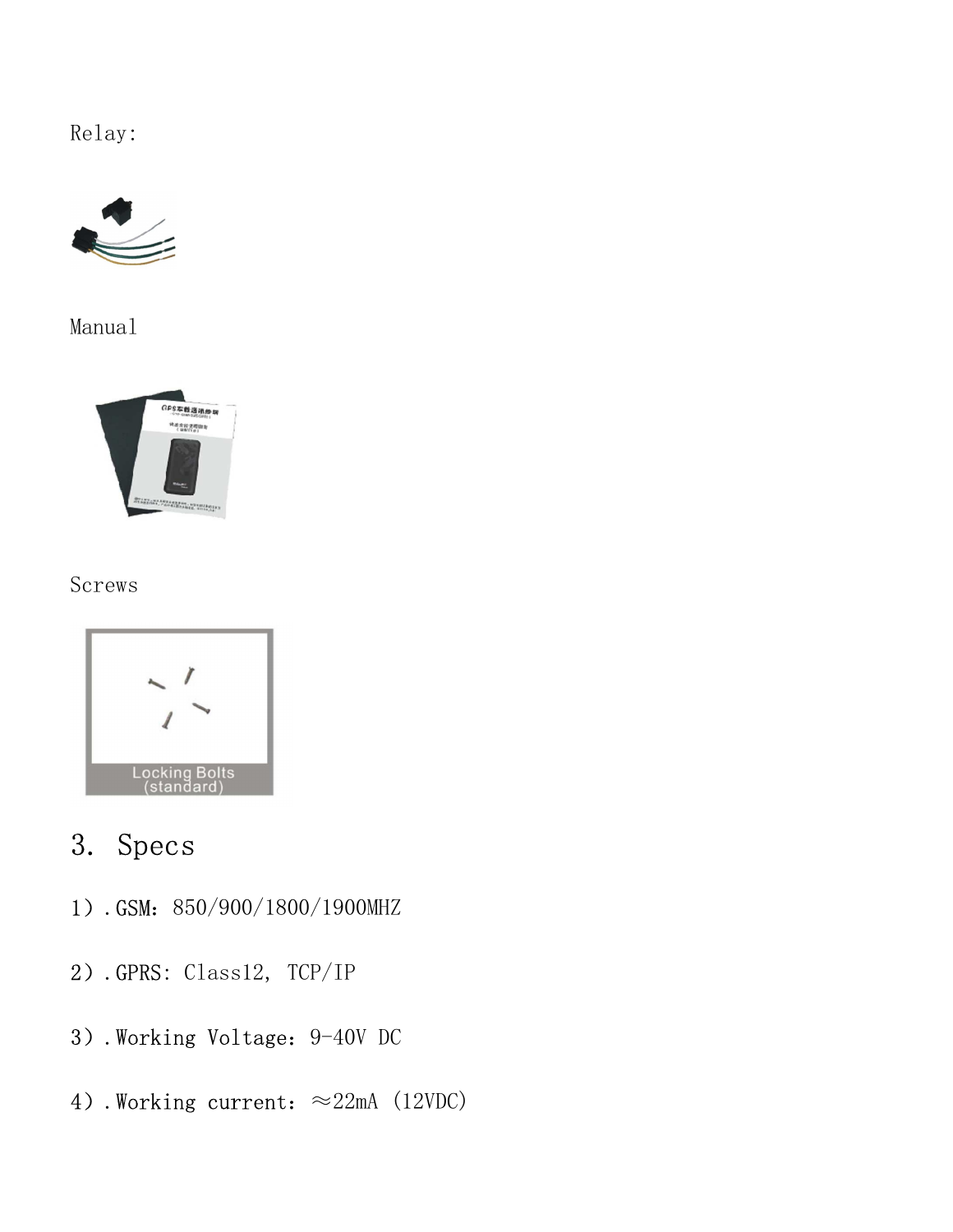Relay:

Manual

Screws

Locking Bolts (standard)

## 3. Specs

1）. GSM：850/900/1800/1900MHZ

2）. GPRS: Class12, TCP/IP

3）. Working Voltage：9-40V DC

4）. Working current：≈22mA (12VDC)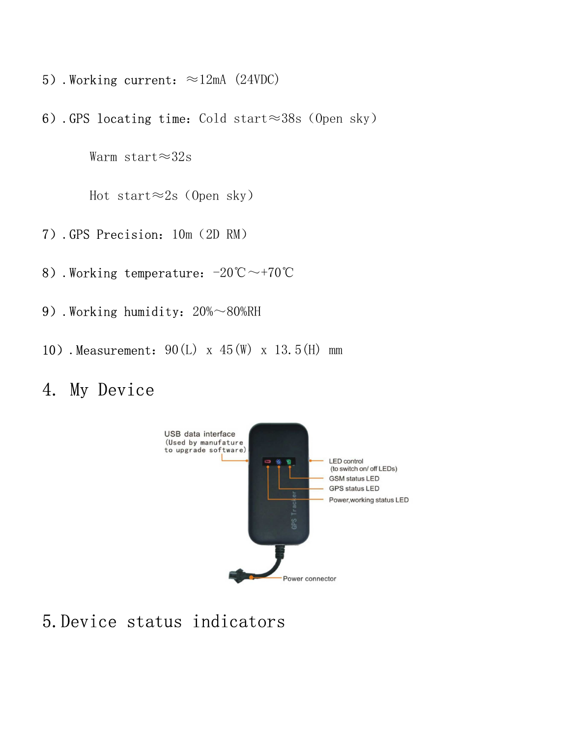5）. Working current: ≈12mA (24VDC)

6）. GPS locating time: Cold start≈38s (Open sky)

Warm start≈32s

Hot start≈2s (Open sky)

7）. GPS Precision: 10m (2D RM)

8）. Working temperature: -20℃～+70℃

9）. Working humidity: 20%～80%RH

10）. Measurement: 90(L) x 45(W) x 13.5(H) mm

## 4. My Device

USB data interface (Used by manufature to upgrade software)

LED control (to switch on/ off LEDs)

GSM status LED

GPS status LED

Power,working status LED

Power connector

## 5. Device status indicators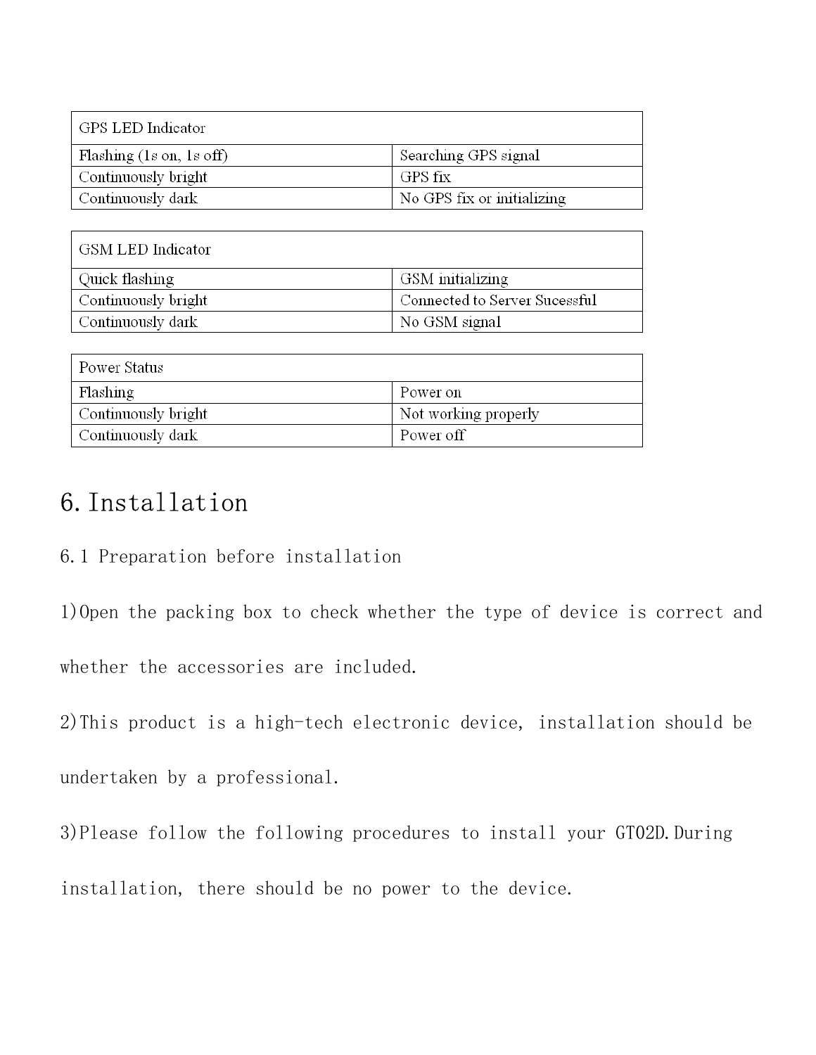| GPS LED Indicator | |
|---|---|
| Flashing (1s on, 1s off) | Searching GPS signal |
| Continuously bright | GPS fix |
| Continuously dark | No GPS fix or initializing |

| GSM LED Indicator | |
|---|---|
| Quick flashing | GSM initializing |
| Continuously bright | Connected to Server Sucessful |
| Continuously dark | No GSM signal |

| Power Status | |
|---|---|
| Flashing | Power on |
| Continuously bright | Not working properly |
| Continuously dark | Power off |

# 6. Installation

## 6.1 Preparation before installation

1)Open the packing box to check whether the type of device is correct and whether the accessories are included.

2)This product is a high-tech electronic device, installation should be undertaken by a professional.

3)Please follow the following procedures to install your GT02D.During installation, there should be no power to the device.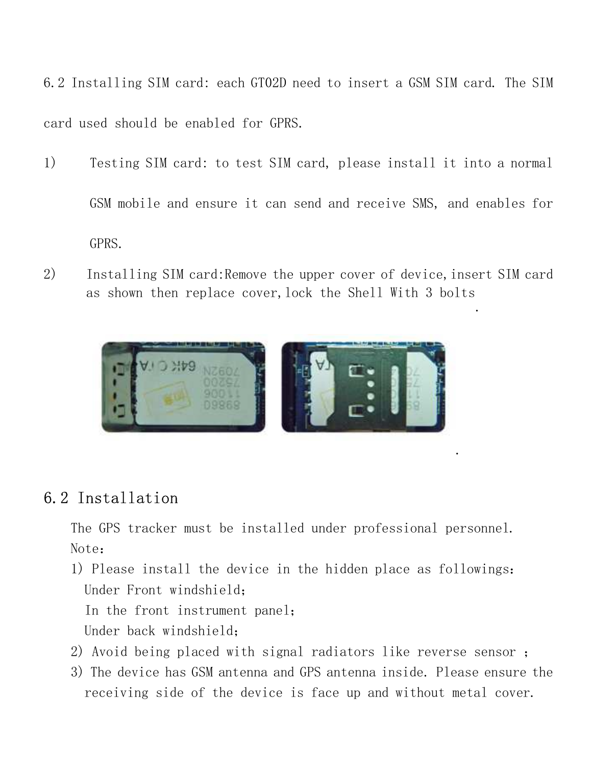6.2 Installing SIM card: each GT02D need to insert a GSM SIM card. The SIM card used should be enabled for GPRS.

1) Testing SIM card: to test SIM card, please install it into a normal GSM mobile and ensure it can send and receive SMS, and enables for GPRS.

2) Installing SIM card:Remove the upper cover of device,insert SIM card as shown then replace cover,lock the Shell With 3 bolts

## 6.2 Installation

The GPS tracker must be installed under professional personnel.

Note:

1) Please install the device in the hidden place as followings:
   Under Front windshield;
   In the front instrument panel;
   Under back windshield;

2) Avoid being placed with signal radiators like reverse sensor ;

3) The device has GSM antenna and GPS antenna inside. Please ensure the receiving side of the device is face up and without metal cover.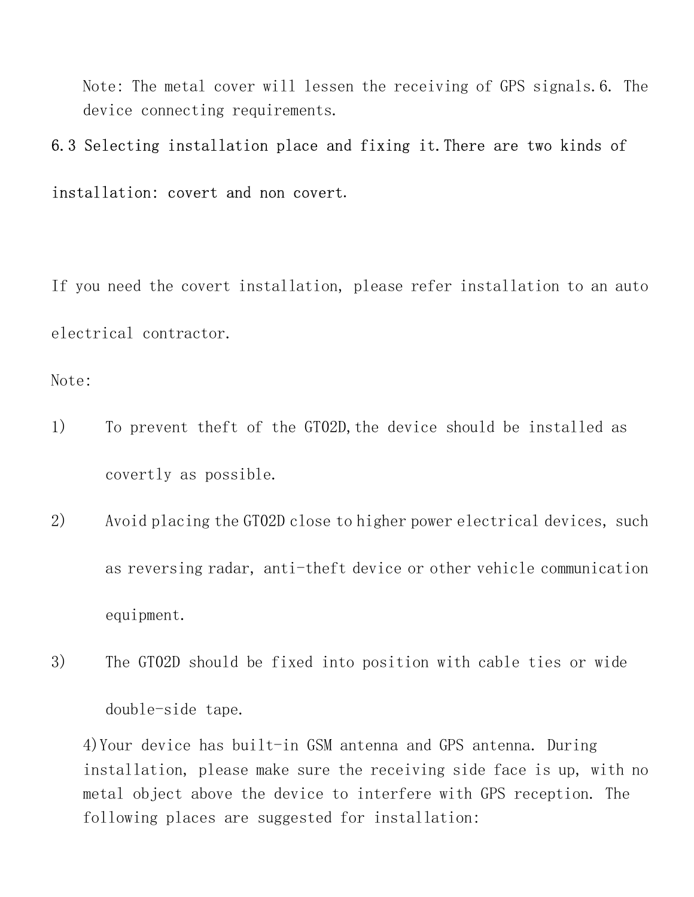Note: The metal cover will lessen the receiving of GPS signals.6. The device connecting requirements.

6.3 Selecting installation place and fixing it.There are two kinds of installation: covert and non covert.

If you need the covert installation, please refer installation to an auto electrical contractor.

Note:

1) To prevent theft of the GT02D,the device should be installed as covertly as possible.

2) Avoid placing the GT02D close to higher power electrical devices, such as reversing radar, anti-theft device or other vehicle communication equipment.

3) The GT02D should be fixed into position with cable ties or wide double-side tape.

4)Your device has built-in GSM antenna and GPS antenna. During installation, please make sure the receiving side face is up, with no metal object above the device to interfere with GPS reception. The following places are suggested for installation: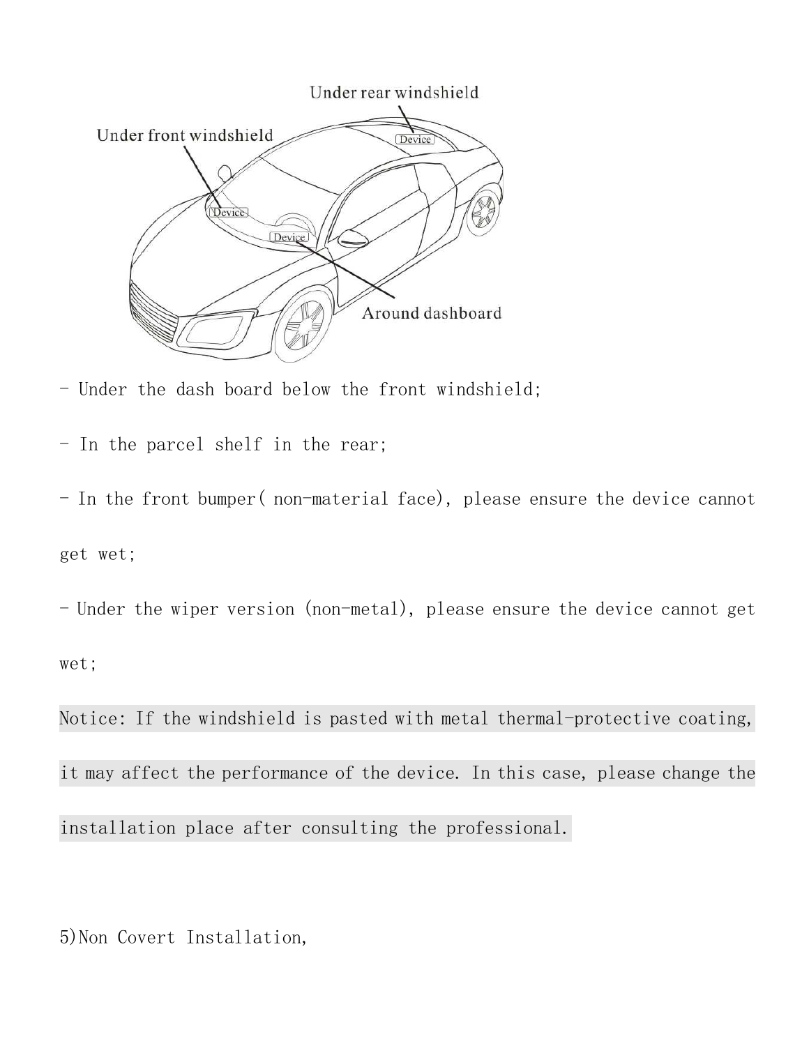- Under the dash board below the front windshield;

- In the parcel shelf in the rear;

- In the front bumper( non-material face), please ensure the device cannot get wet;

- Under the wiper version (non-metal), please ensure the device cannot get wet;

Notice: If the windshield is pasted with metal thermal-protective coating, it may affect the performance of the device. In this case, please change the installation place after consulting the professional.

5)Non Covert Installation,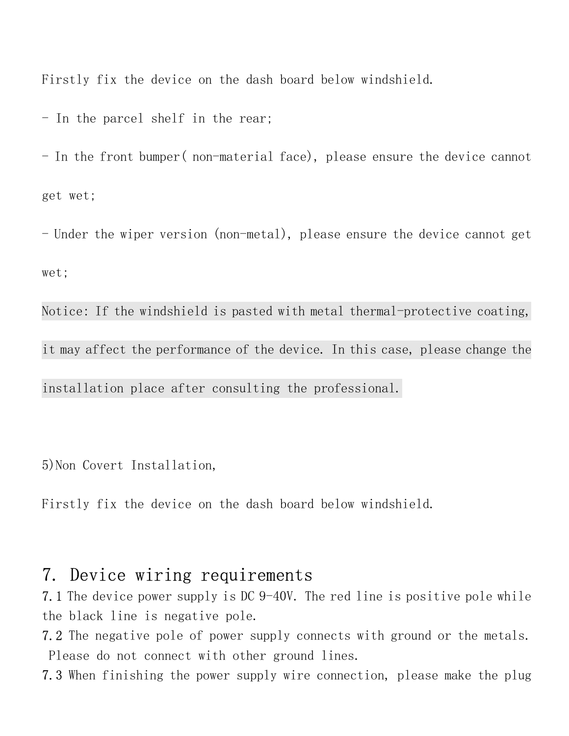Firstly fix the device on the dash board below windshield.

- In the parcel shelf in the rear;
- In the front bumper( non-material face), please ensure the device cannot get wet;
- Under the wiper version (non-metal), please ensure the device cannot get wet;

Notice: If the windshield is pasted with metal thermal-protective coating, it may affect the performance of the device. In this case, please change the installation place after consulting the professional.

5)Non Covert Installation,

Firstly fix the device on the dash board below windshield.

## 7. Device wiring requirements

7.1 The device power supply is DC 9-40V. The red line is positive pole while the black line is negative pole.

7.2 The negative pole of power supply connects with ground or the metals. Please do not connect with other ground lines.

7.3 When finishing the power supply wire connection, please make the plug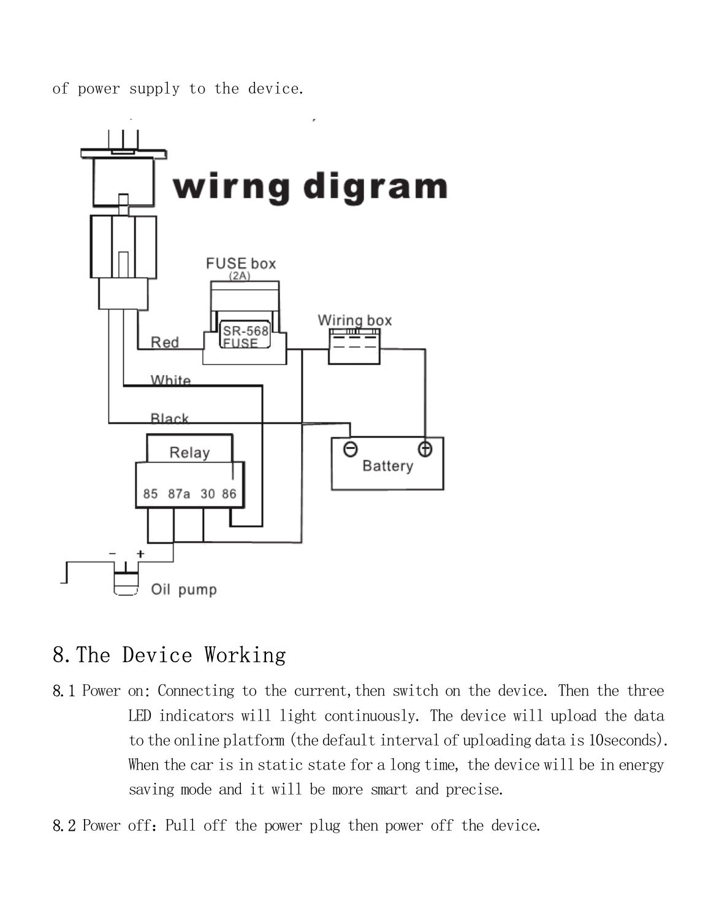of power supply to the device.

## 8.The Device Working

8.1 Power on: Connecting to the current,then switch on the device. Then the three LED indicators will light continuously. The device will upload the data to the online platform (the default interval of uploading data is 10seconds). When the car is in static state for a long time, the device will be in energy saving mode and it will be more smart and precise.

8.2 Power off：Pull off the power plug then power off the device.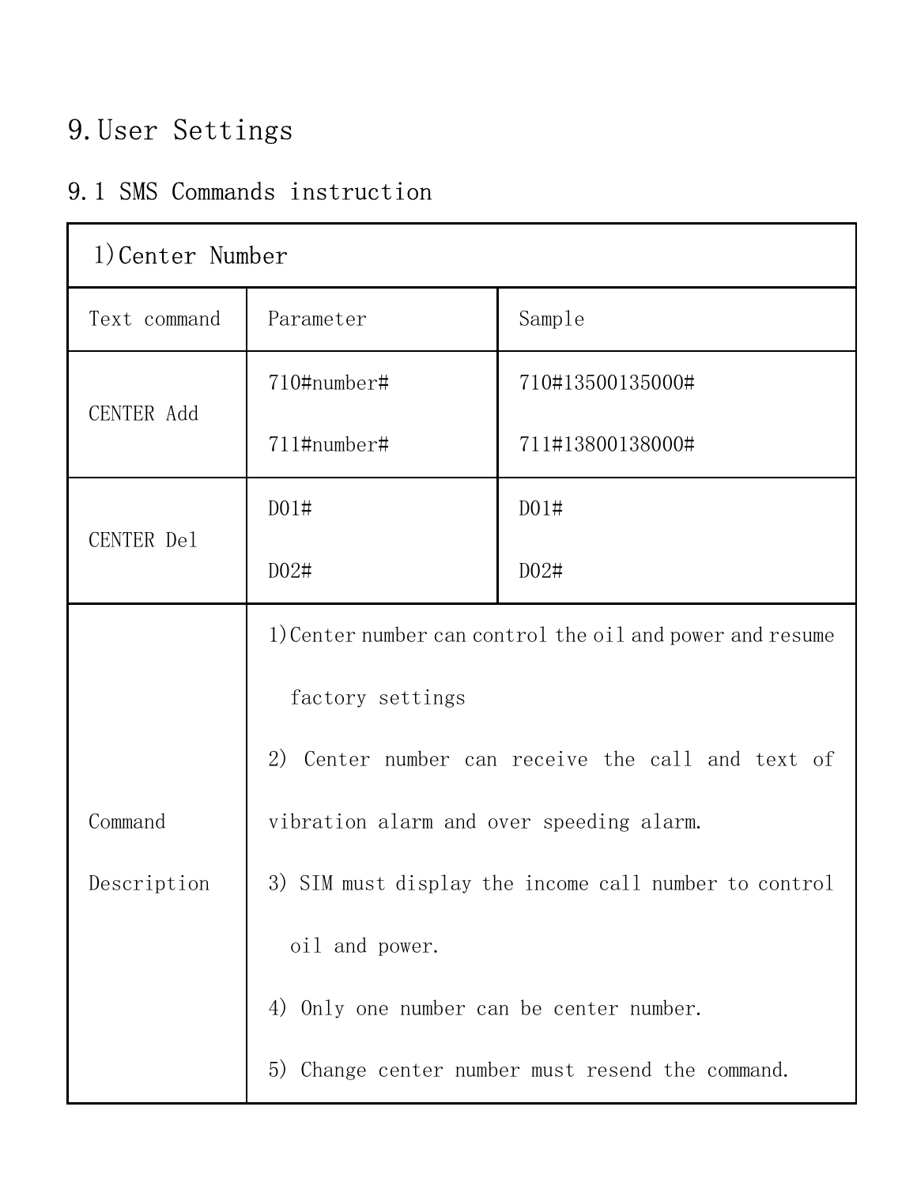# 9. User Settings

## 9.1 SMS Commands instruction

| 1)Center Number | | |
|---|---|---|
| Text command | Parameter | Sample |
| CENTER Add | 710#number#<br><br>711#number# | 710#13500135000#<br><br>711#13800138000# |
| CENTER Del | D01#<br><br>D02# | D01#<br><br>D02# |
| Command Description | 1)Center number can control the oil and power and resume factory settings<br><br>2) Center number can receive the call and text of vibration alarm and over speeding alarm.<br><br>3) SIM must display the income call number to control oil and power.<br><br>4) Only one number can be center number.<br><br>5) Change center number must resend the command. | |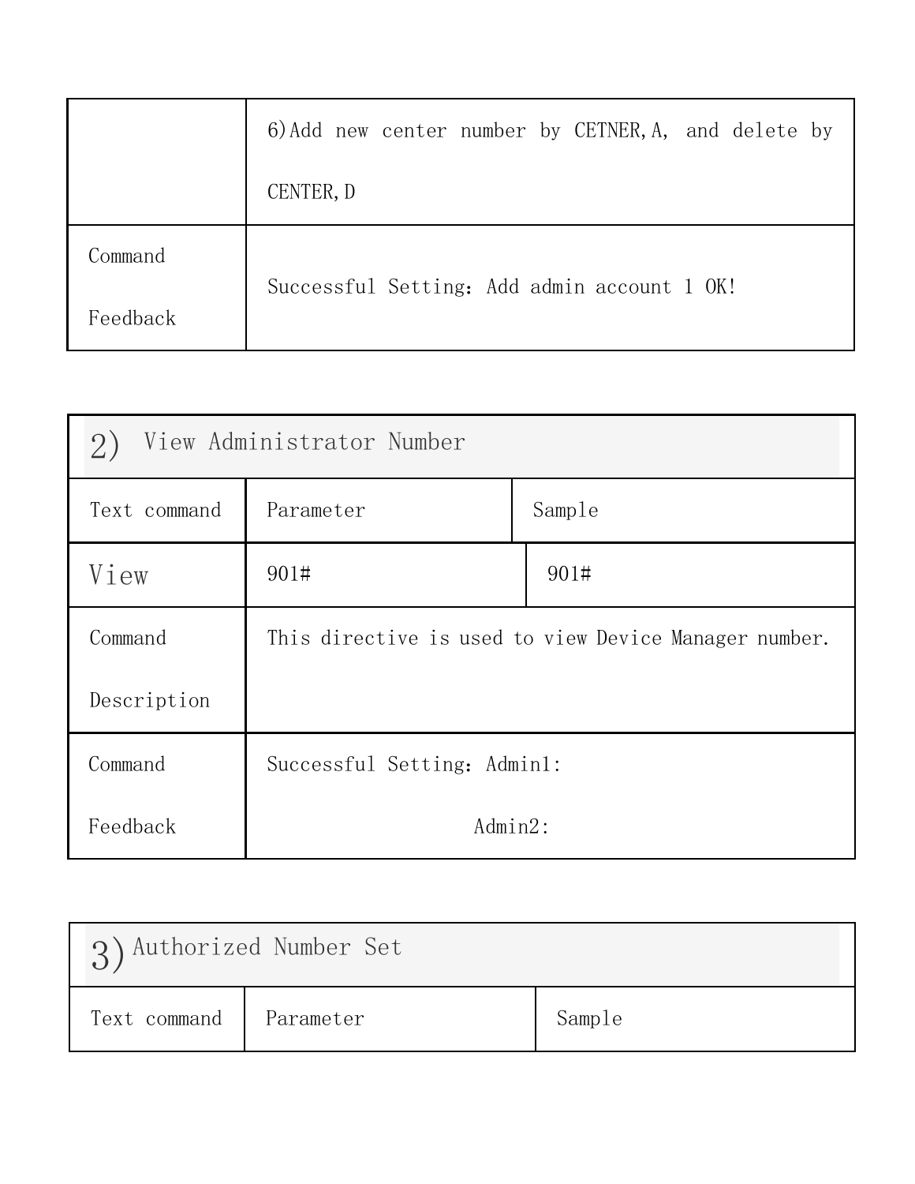| | |
|---|---|
| | 6)Add new center number by CETNER,A, and delete by CENTER,D |
| Command Feedback | Successful Setting：Add admin account 1 OK! |

| 2) View Administrator Number | | |
|---|---|---|
| Text command | Parameter | Sample |
| View | 901# | 901# |
| Command Description | This directive is used to view Device Manager number. | |
| Command Feedback | Successful Setting：Admin1:<br>Admin2: | |

| 3) Authorized Number Set | | |
|---|---|---|
| Text command | Parameter | Sample |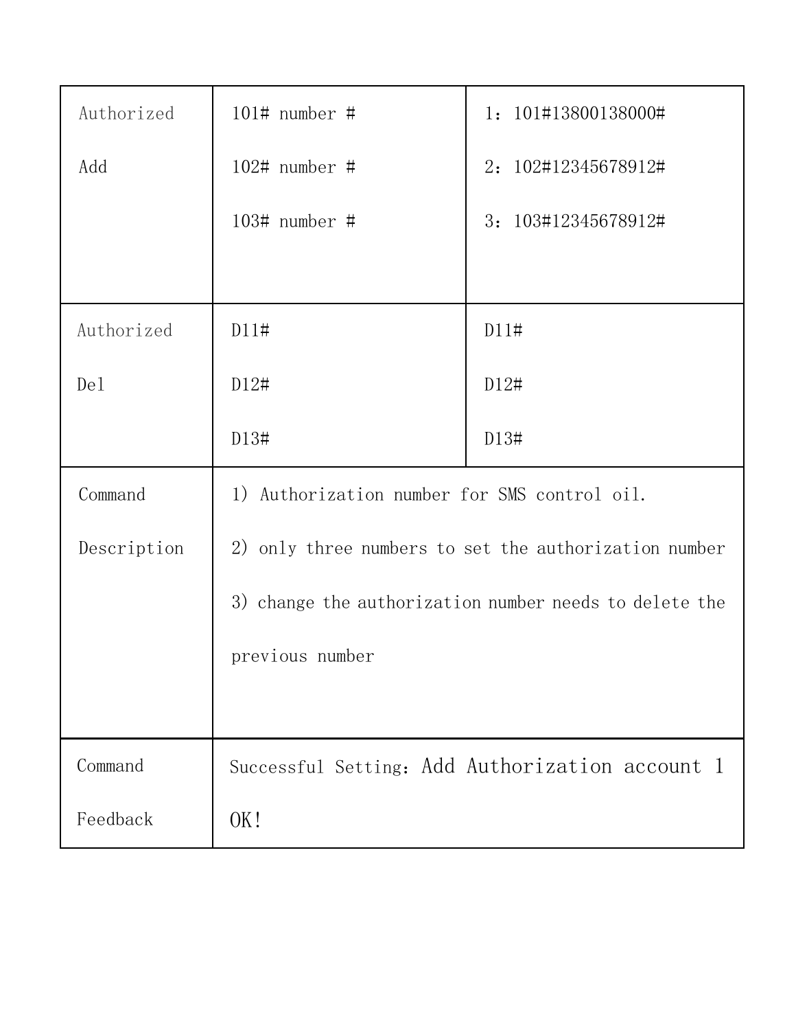| Authorized Add | 101# number #<br>102# number #<br>103# number # | 1：101#13800138000#<br>2：102#12345678912#<br>3：103#12345678912# |
|---|---|---|
| Authorized Del | D11#<br>D12#<br>D13# | D11#<br>D12#<br>D13# |
| Command Description | 1) Authorization number for SMS control oil.<br>2) only three numbers to set the authorization number<br>3) change the authorization number needs to delete the previous number | |
| Command Feedback | Successful Setting：Add Authorization account 1 OK! | |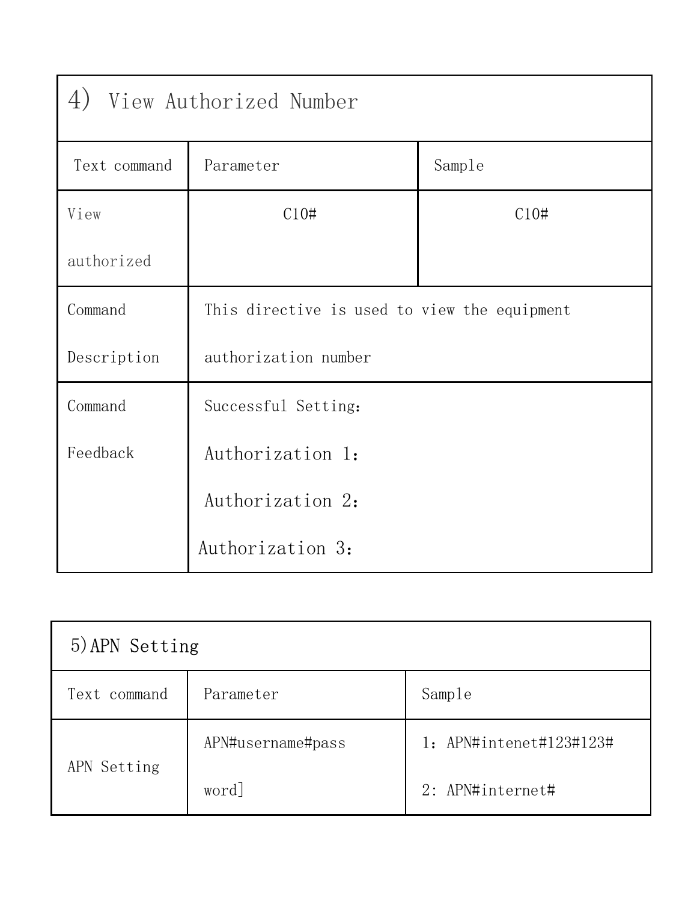| 4) View Authorized Number | | |
|---|---|---|
| Text command | Parameter | Sample |
| View authorized | C10# | C10# |
| Command Description | This directive is used to view the equipment authorization number | |
| Command Feedback | Successful Setting：<br>Authorization 1：<br>Authorization 2：<br>Authorization 3： | |

| 5)APN Setting | | |
|---|---|---|
| Text command | Parameter | Sample |
| APN Setting | APN#username#password] | 1：APN#intenet#123#123#<br>2: APN#internet# |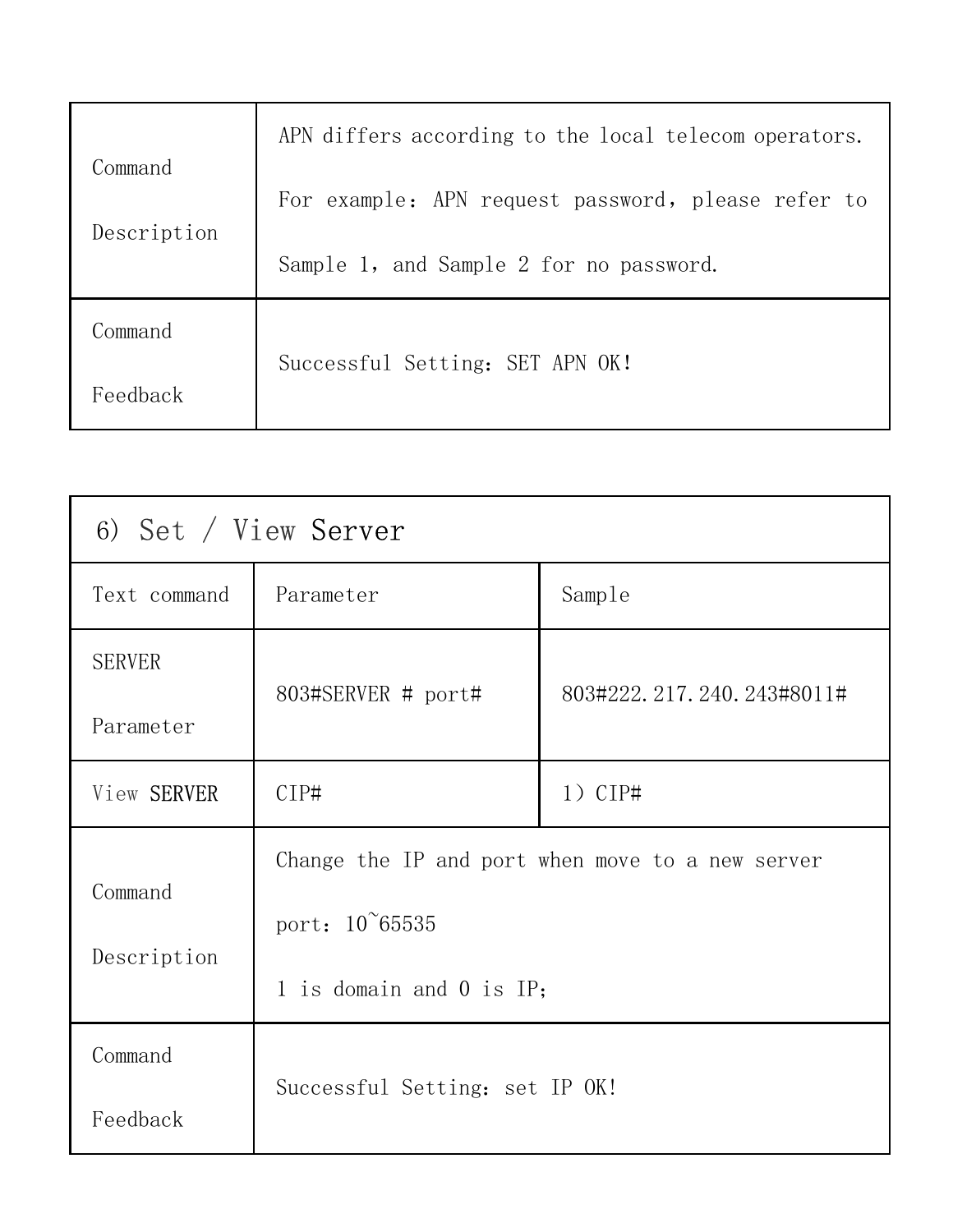| Command Description | APN differs according to the local telecom operators. For example：APN request password，please refer to Sample 1，and Sample 2 for no password. |
| --- | --- |
| Command Feedback | Successful Setting：SET APN OK! |

| 6) Set / View Server | | |
| --- | --- | --- |
| Text command | Parameter | Sample |
| SERVER Parameter | 803#SERVER # port# | 803#222.217.240.243#8011# |
| View SERVER | CIP# | 1）CIP# |
| Command Description | Change the IP and port when move to a new server<br>port：10~65535<br>1 is domain and 0 is IP； | |
| Command Feedback | Successful Setting：set IP OK! | |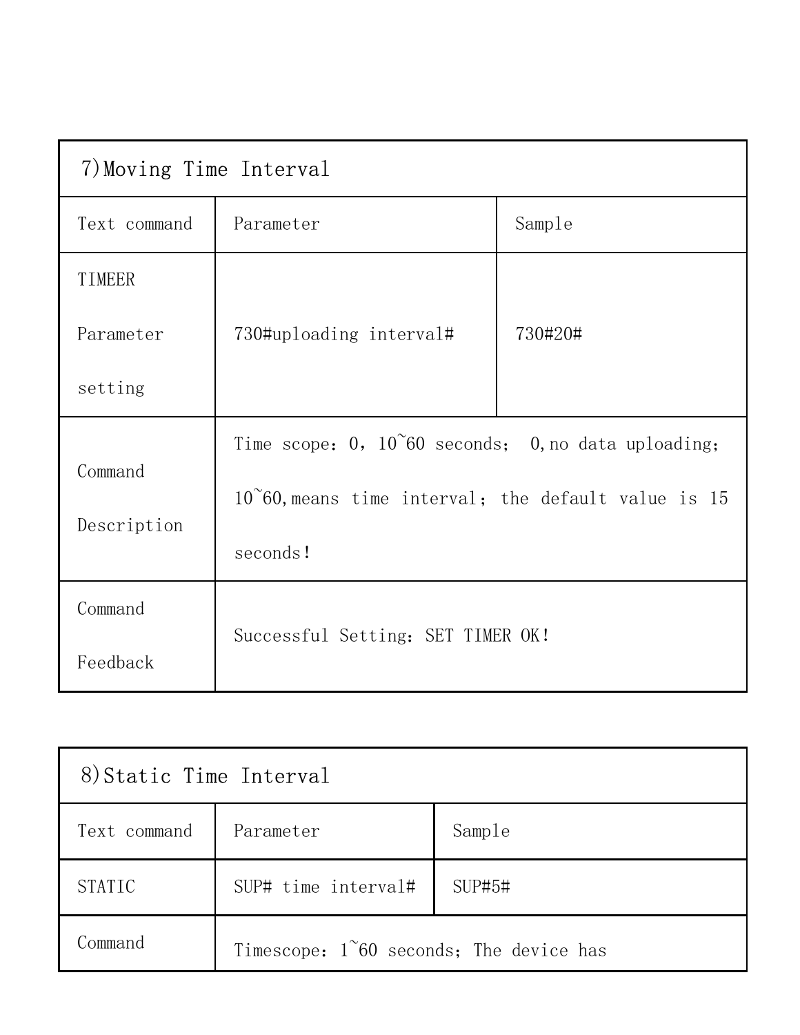| 7)Moving Time Interval | | |
|---|---|---|
| Text command | Parameter | Sample |
| TIMEER Parameter setting | 730#uploading interval# | 730#20# |
| Command Description | Time scope：0，10~60 seconds； 0,no data uploading；10~60,means time interval；the default value is 15 seconds! | |
| Command Feedback | Successful Setting：SET TIMER OK! | |

| 8)Static Time Interval | | |
|---|---|---|
| Text command | Parameter | Sample |
| STATIC | SUP# time interval# | SUP#5# |
| Command | Timescope：1~60 seconds；The device has | |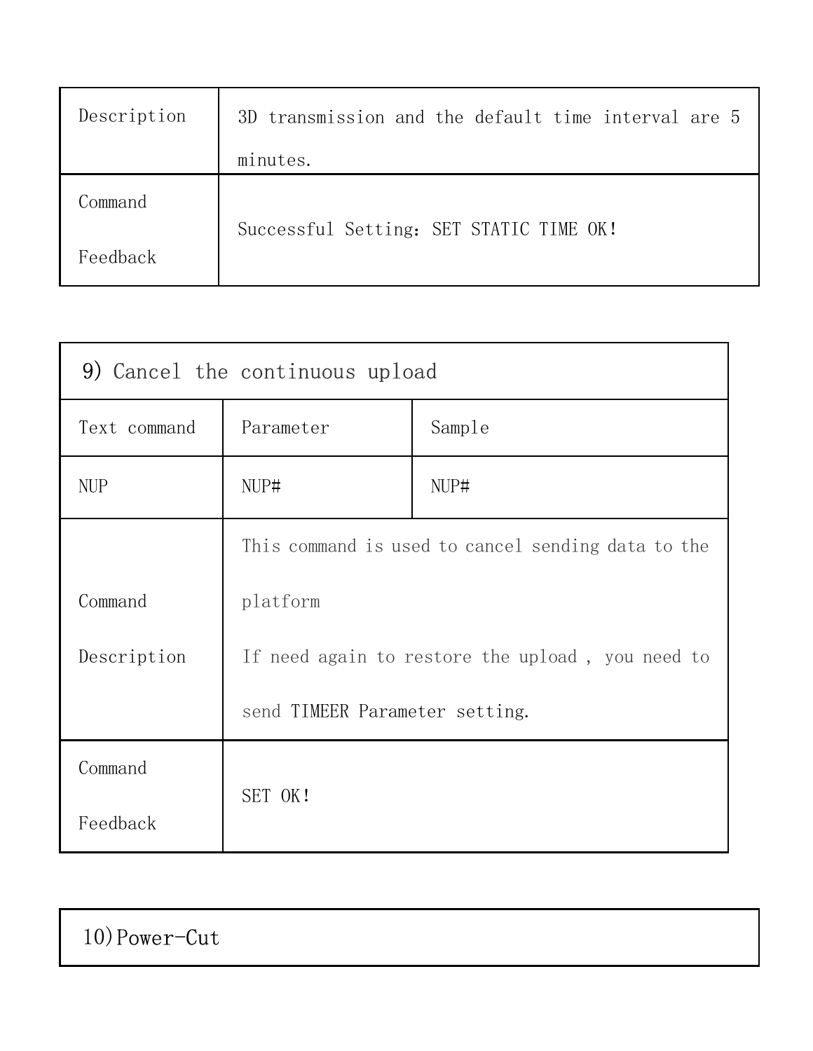| Description | 3D transmission and the default time interval are 5 minutes. |
| --- | --- |
| Command Feedback | Successful Setting：SET STATIC TIME OK! |

| 9) Cancel the continuous upload | | |
| --- | --- | --- |
| Text command | Parameter | Sample |
| NUP | NUP# | NUP# |
| Command Description | This command is used to cancel sending data to the platform<br>If need again to restore the upload , you need to send TIMEER Parameter setting. | |
| Command Feedback | SET OK! | |

| 10)Power-Cut |
| --- |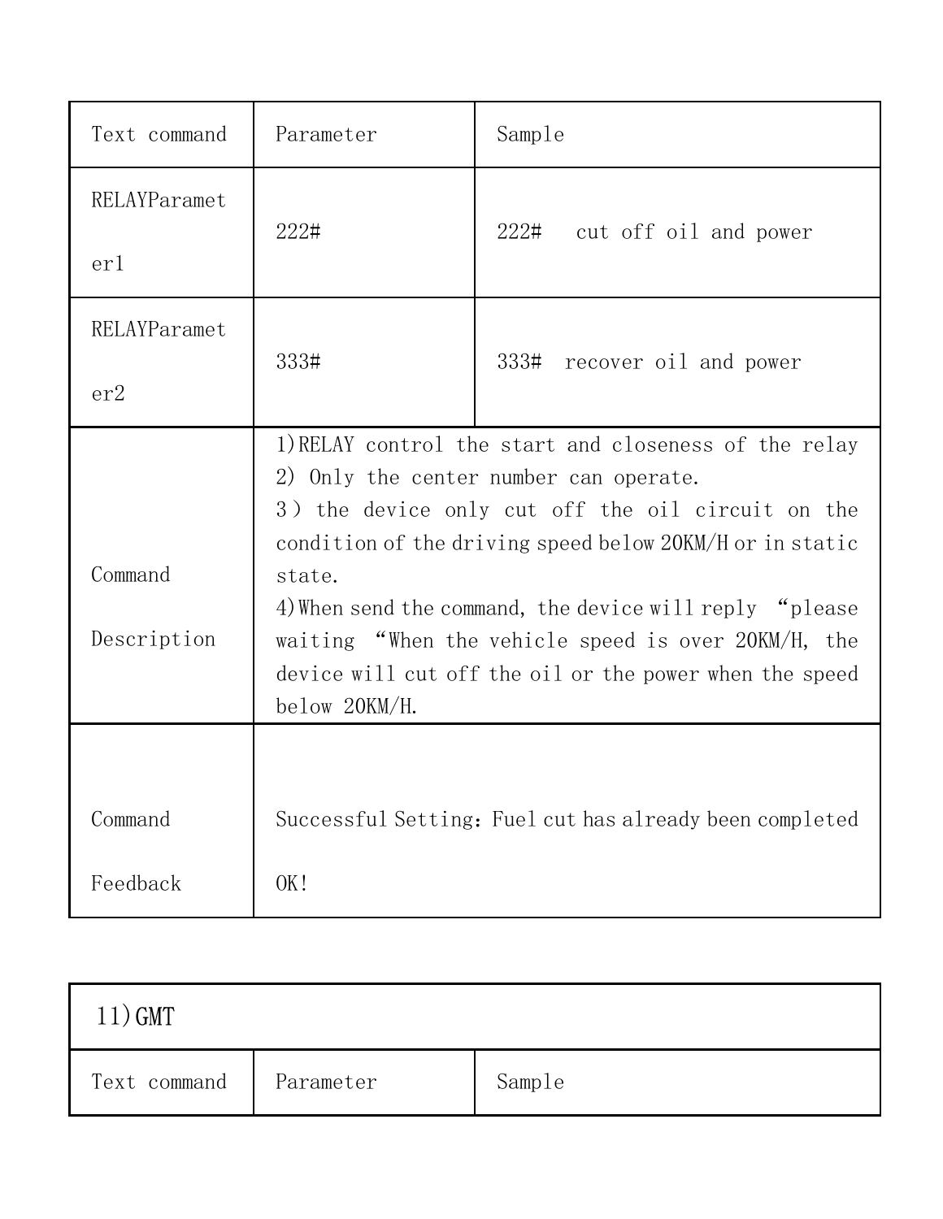| Text command | Parameter | Sample |
| --- | --- | --- |
| RELAYParameter1 | 222# | 222#   cut off oil and power |
| RELAYParameter2 | 333# | 333#  recover oil and power |
| Command Description | 1)RELAY control the start and closeness of the relay<br>2) Only the center number can operate.<br>3) the device only cut off the oil circuit on the condition of the driving speed below 20KM/H or in static state.<br>4)When send the command, the device will reply “please waiting “When the vehicle speed is over 20KM/H, the device will cut off the oil or the power when the speed below 20KM/H. | |
| Command Feedback | Successful Setting：Fuel cut has already been completed<br><br>OK! | |

| 11)GMT | | |
| --- | --- | --- |
| Text command | Parameter | Sample |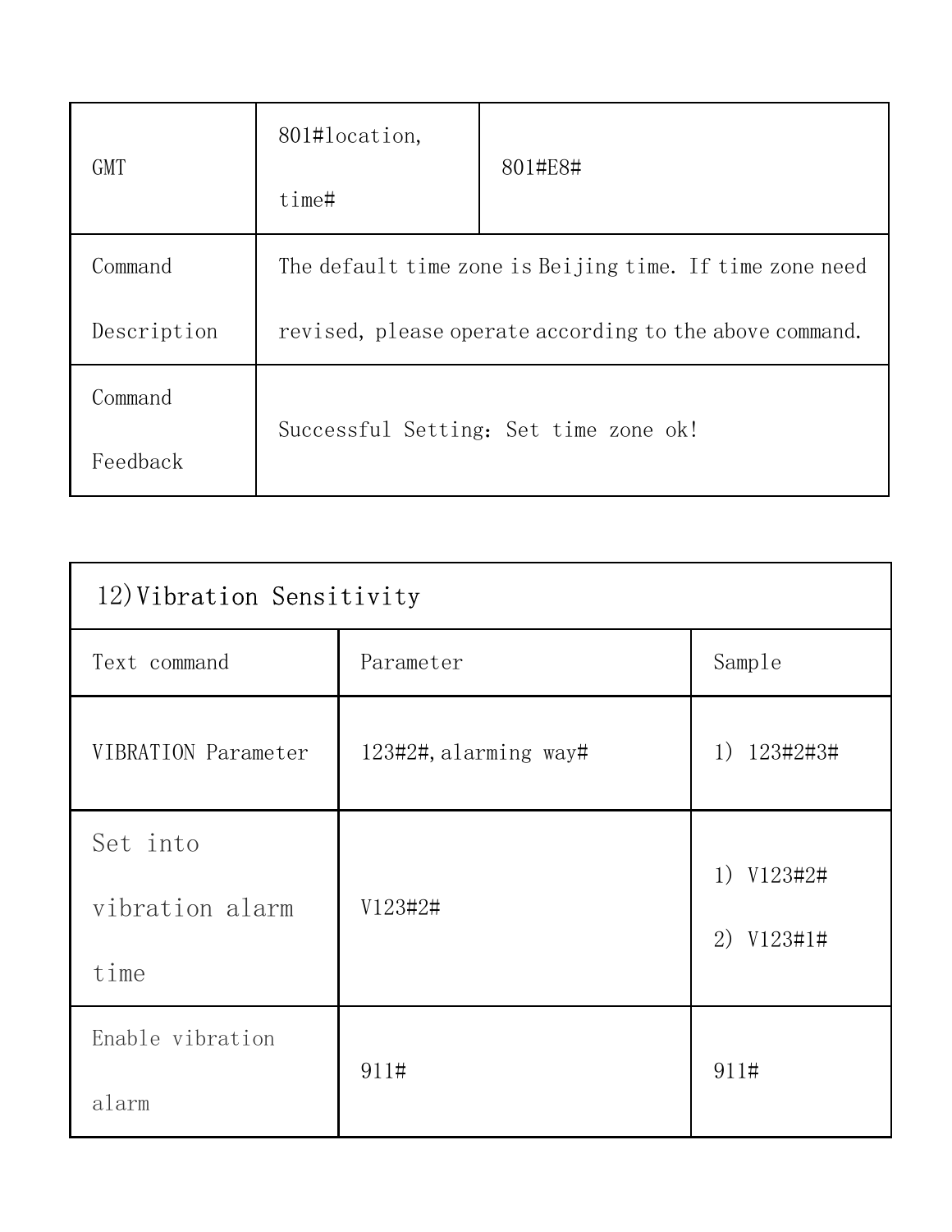| GMT | 801#location, time# | 801#E8# |
|---|---|---|
| Command Description | The default time zone is Beijing time. If time zone need revised, please operate according to the above command. | |
| Command Feedback | Successful Setting：Set time zone ok! | |

| 12)Vibration Sensitivity | | |
|---|---|---|
| Text command | Parameter | Sample |
| VIBRATION Parameter | 123#2#,alarming way# | 1) 123#2#3# |
| Set into vibration alarm time | V123#2# | 1) V123#2#<br>2) V123#1# |
| Enable vibration alarm | 911# | 911# |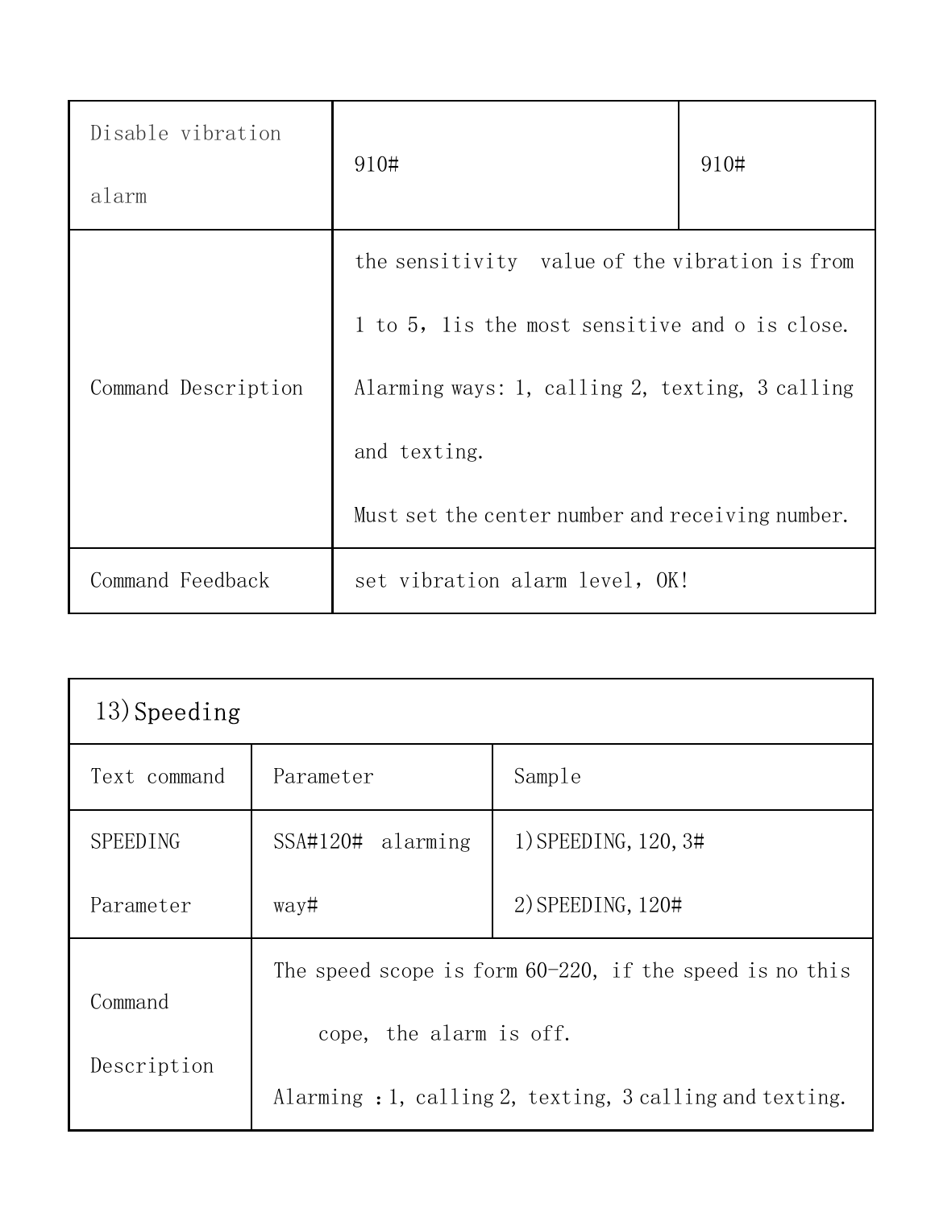| Disable vibration alarm | 910# | 910# |
|---|---|---|
| Command Description | the sensitivity value of the vibration is from 1 to 5，1is the most sensitive and o is close. Alarming ways: 1, calling 2, texting, 3 calling and texting. Must set the center number and receiving number. | |
| Command Feedback | set vibration alarm level，OK! | |

| 13)Speeding | | |
|---|---|---|
| Text command | Parameter | Sample |
| SPEEDING Parameter | SSA#120# alarming way# | 1)SPEEDING,120,3#<br>2)SPEEDING,120# |
| Command Description | The speed scope is form 60-220, if the speed is no this cope, the alarm is off.<br>Alarming ：1, calling 2, texting, 3 calling and texting. | |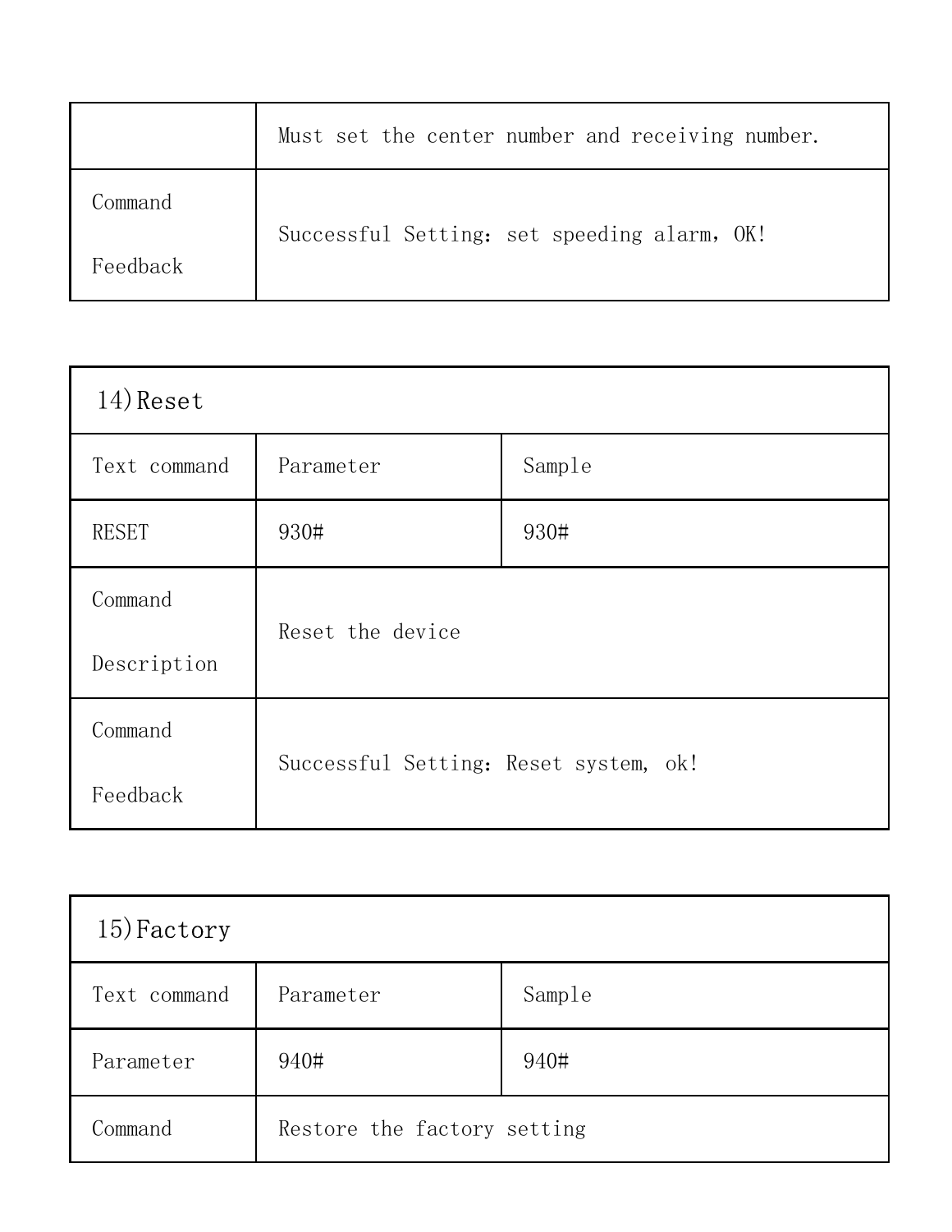| | |
|---|---|
| | Must set the center number and receiving number. |
| Command Feedback | Successful Setting：set speeding alarm，OK! |

| 14)Reset | | |
|---|---|---|
| Text command | Parameter | Sample |
| RESET | 930# | 930# |
| Command Description | Reset the device | |
| Command Feedback | Successful Setting：Reset system, ok! | |

| 15)Factory | | |
|---|---|---|
| Text command | Parameter | Sample |
| Parameter | 940# | 940# |
| Command | Restore the factory setting | |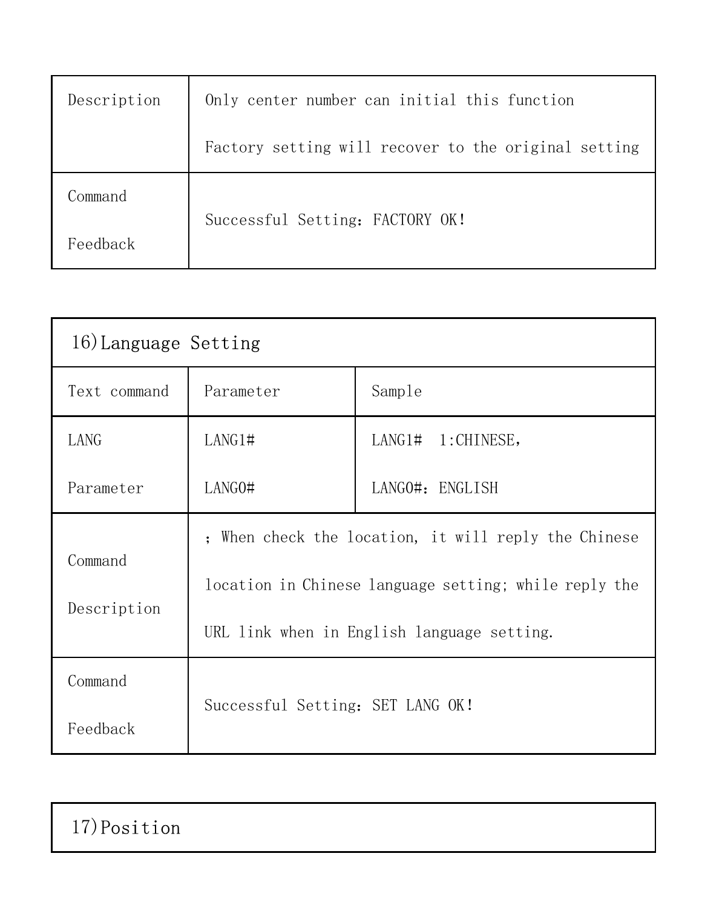| Description | Only center number can initial this function<br>Factory setting will recover to the original setting |
|---|---|
| Command Feedback | Successful Setting：FACTORY OK! |

| 16)Language Setting | | |
|---|---|---|
| Text command | Parameter | Sample |
| LANG Parameter | LANG1#<br>LANG0# | LANG1#  1:CHINESE，<br>LANG0#：ENGLISH |
| Command Description | ；When check the location, it will reply the Chinese location in Chinese language setting; while reply the URL link when in English language setting. | |
| Command Feedback | Successful Setting：SET LANG OK! | |

| 17)Position |
|---|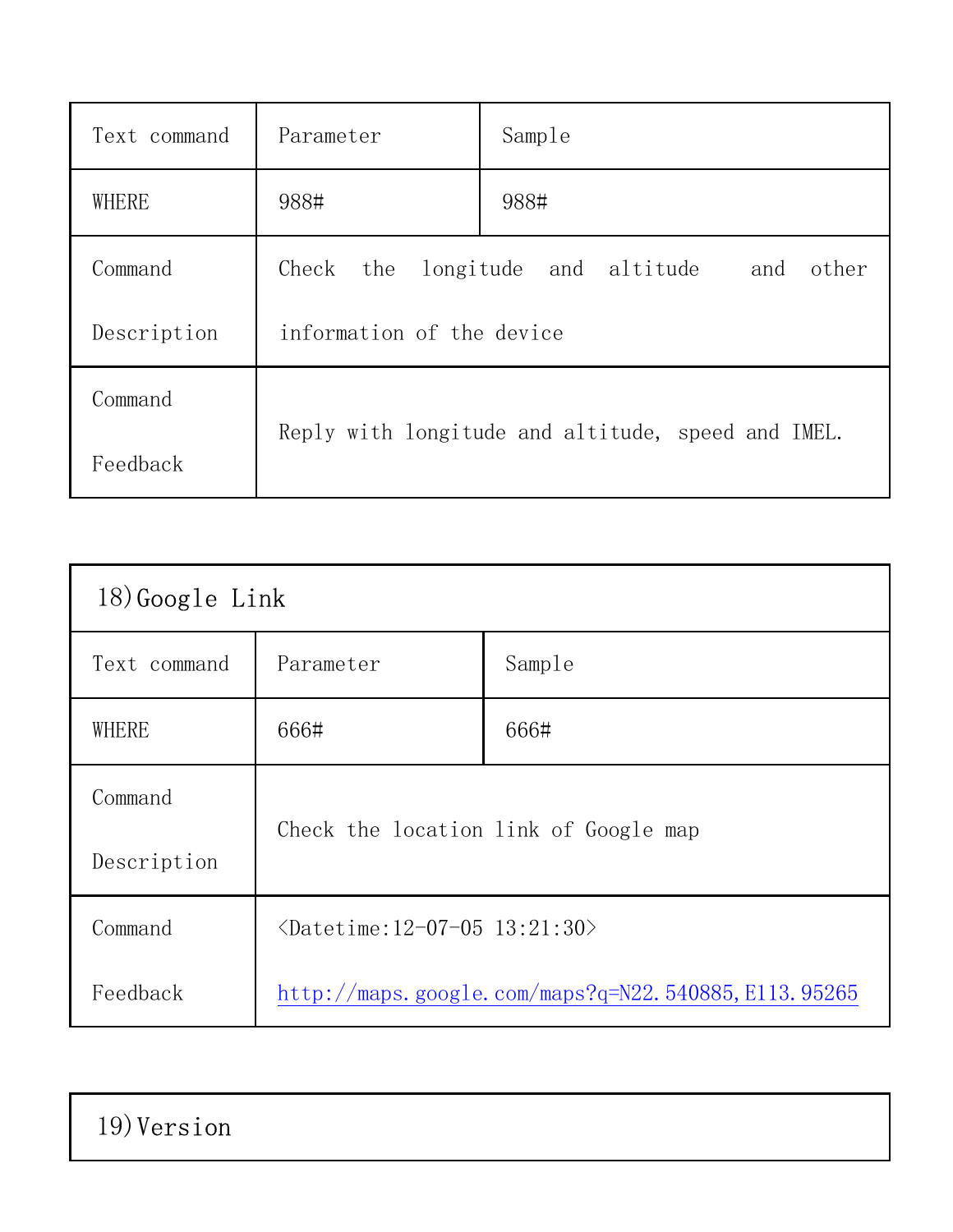| Text command | Parameter | Sample |
| --- | --- | --- |
| WHERE | 988# | 988# |
| Command Description | Check the longitude and altitude and other information of the device | |
| Command Feedback | Reply with longitude and altitude, speed and IMEL. | |

| 18)Google Link | | |
| --- | --- | --- |
| Text command | Parameter | Sample |
| WHERE | 666# | 666# |
| Command Description | Check the location link of Google map | |
| Command Feedback | <Datetime:12-07-05 13:21:30> http://maps.google.com/maps?q=N22.540885,E113.95265 | |

| 19)Version |
| --- |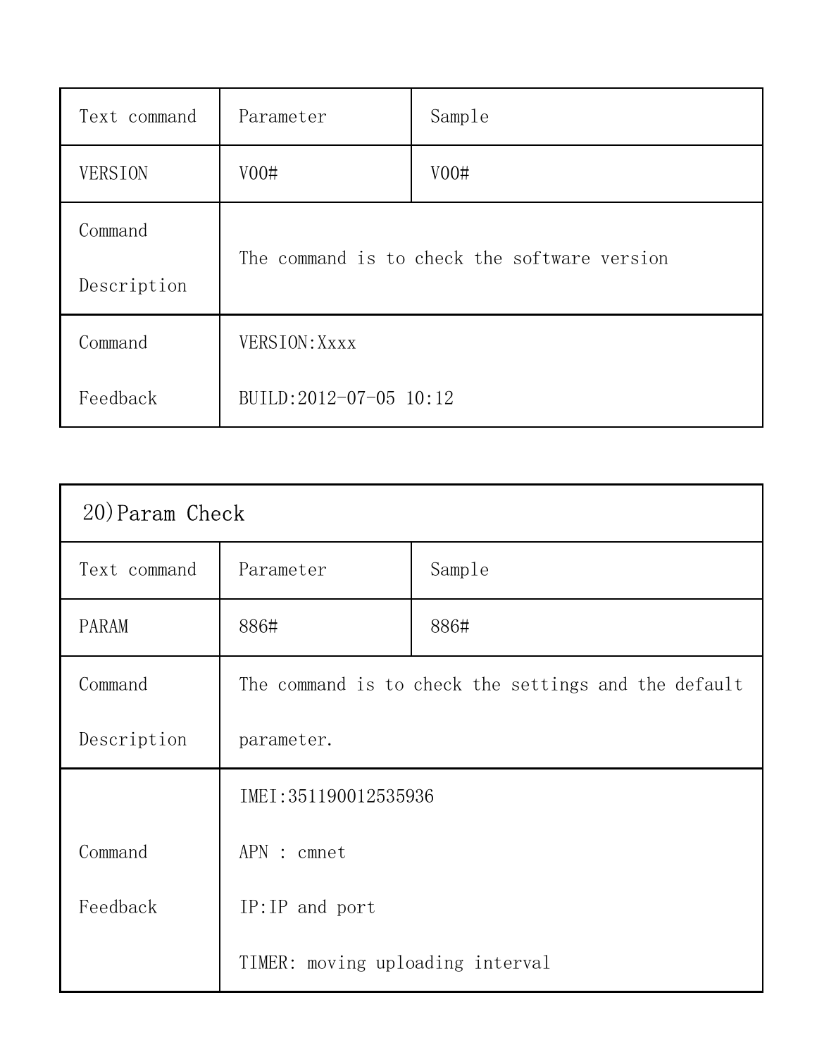| Text command | Parameter | Sample |
|---|---|---|
| VERSION | V00# | V00# |
| Command Description | The command is to check the software version | |
| Command Feedback | VERSION:Xxxx<br>BUILD:2012-07-05 10:12 | |

| 20)Param Check | | |
|---|---|---|
| Text command | Parameter | Sample |
| PARAM | 886# | 886# |
| Command Description | The command is to check the settings and the default parameter. | |
| Command Feedback | IMEI:351190012535936<br>APN : cmnet<br>IP:IP and port<br>TIMER: moving uploading interval | |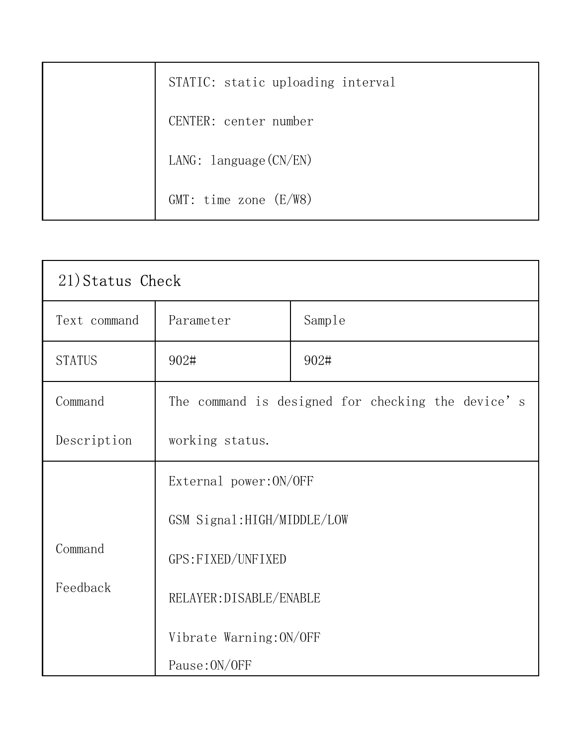| | |
|---|---|
| | STATIC: static uploading interval<br><br>CENTER: center number<br><br>LANG: language(CN/EN)<br><br>GMT: time zone (E/W8) |

| 21)Status Check | | |
|---|---|---|
| Text command | Parameter | Sample |
| STATUS | 902# | 902# |
| Command Description | The command is designed for checking the device's working status. | |
| Command Feedback | External power:ON/OFF<br><br>GSM Signal:HIGH/MIDDLE/LOW<br><br>GPS:FIXED/UNFIXED<br><br>RELAYER:DISABLE/ENABLE<br><br>Vibrate Warning:ON/OFF<br><br>Pause:ON/OFF | |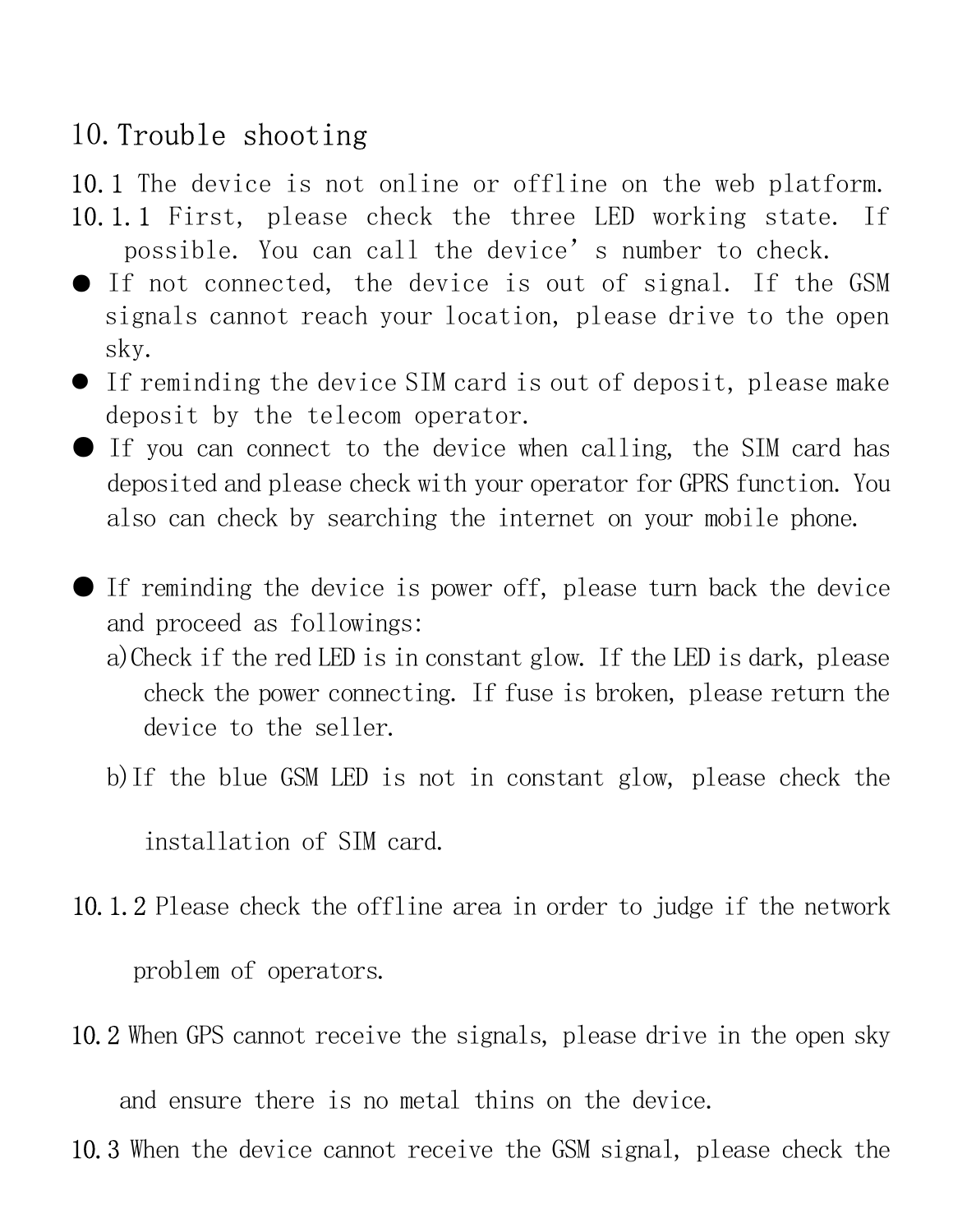## 10. Trouble shooting

10.1 The device is not online or offline on the web platform.

10.1.1 First, please check the three LED working state. If possible. You can call the device's number to check.

- If not connected, the device is out of signal. If the GSM signals cannot reach your location, please drive to the open sky.
- If reminding the device SIM card is out of deposit, please make deposit by the telecom operator.
- If you can connect to the device when calling, the SIM card has deposited and please check with your operator for GPRS function. You also can check by searching the internet on your mobile phone.
- If reminding the device is power off, please turn back the device and proceed as followings:
  - a) Check if the red LED is in constant glow. If the LED is dark, please check the power connecting. If fuse is broken, please return the device to the seller.
  - b) If the blue GSM LED is not in constant glow, please check the installation of SIM card.

10.1.2 Please check the offline area in order to judge if the network problem of operators.

10.2 When GPS cannot receive the signals, please drive in the open sky and ensure there is no metal thins on the device.

10.3 When the device cannot receive the GSM signal, please check the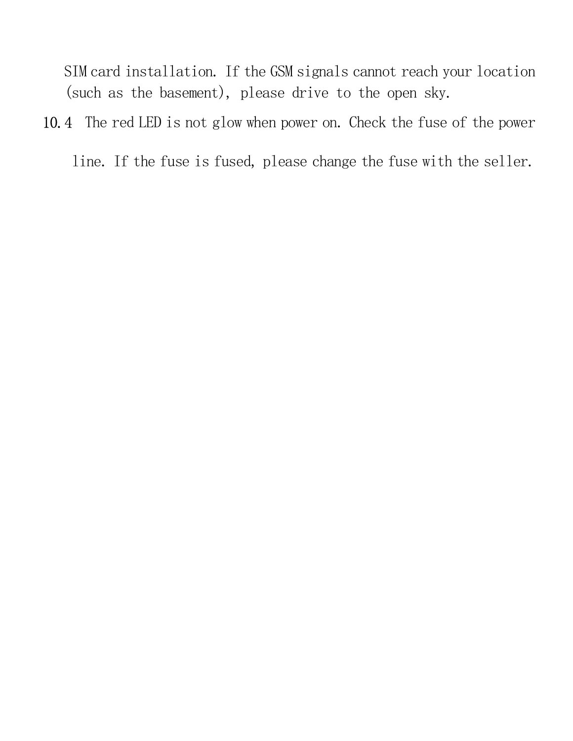SIM card installation. If the GSM signals cannot reach your location (such as the basement), please drive to the open sky.

10.4 The red LED is not glow when power on. Check the fuse of the power line. If the fuse is fused, please change the fuse with the seller.